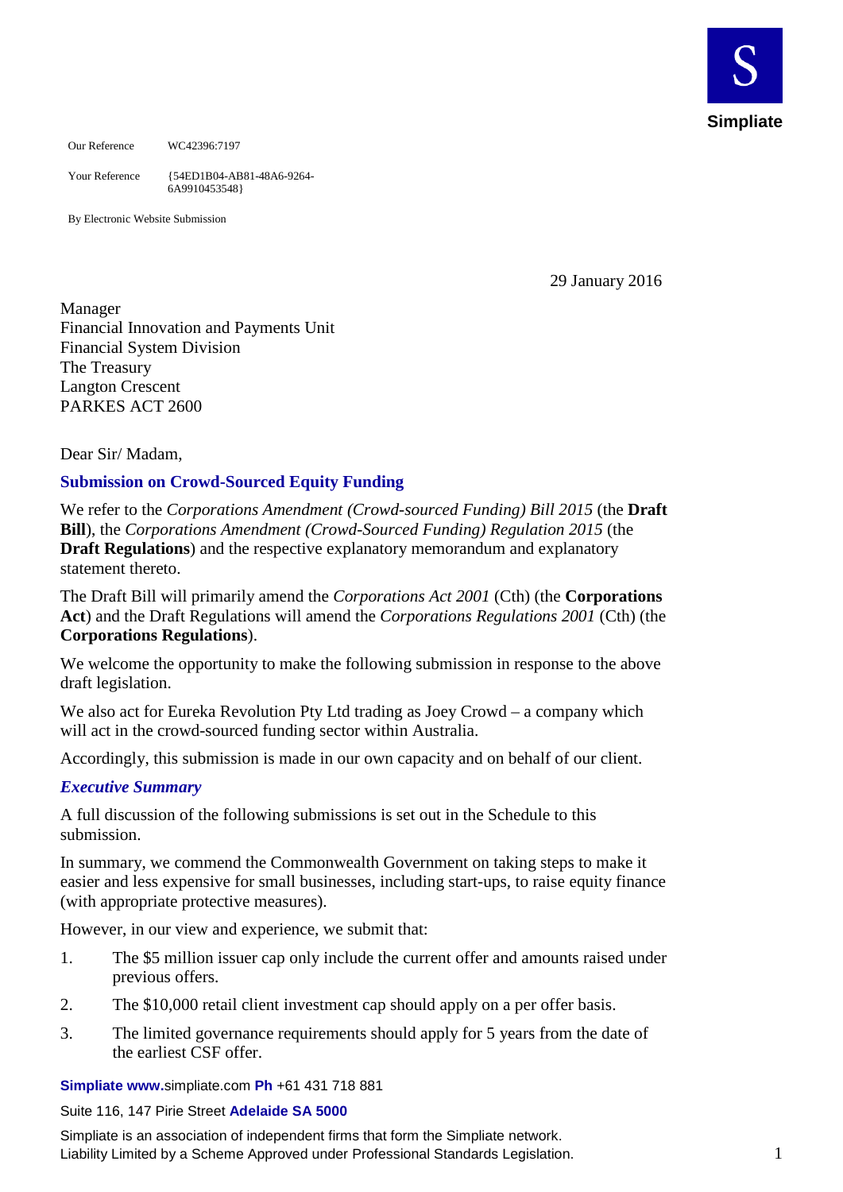Simpliate

Our Reference WC42396:7197

Your Reference {54ED1B04-AB81-48A6-9264-6A9910453548}

By Electronic Website Submission

29 January 2016

Manager
Financial Innovation and Payments Unit
Financial System Division
The Treasury
Langton Crescent
PARKES ACT 2600

Dear Sir/ Madam,

## Submission on Crowd-Sourced Equity Funding

We refer to the *Corporations Amendment (Crowd-sourced Funding) Bill 2015* (the **Draft Bill**), the *Corporations Amendment (Crowd-Sourced Funding) Regulation 2015* (the **Draft Regulations**) and the respective explanatory memorandum and explanatory statement thereto.

The Draft Bill will primarily amend the *Corporations Act 2001* (Cth) (the **Corporations Act**) and the Draft Regulations will amend the *Corporations Regulations 2001* (Cth) (the **Corporations Regulations**).

We welcome the opportunity to make the following submission in response to the above draft legislation.

We also act for Eureka Revolution Pty Ltd trading as Joey Crowd – a company which will act in the crowd-sourced funding sector within Australia.

Accordingly, this submission is made in our own capacity and on behalf of our client.

### *Executive Summary*

A full discussion of the following submissions is set out in the Schedule to this submission.

In summary, we commend the Commonwealth Government on taking steps to make it easier and less expensive for small businesses, including start-ups, to raise equity finance (with appropriate protective measures).

However, in our view and experience, we submit that:

1. The $5 million issuer cap only include the current offer and amounts raised under previous offers.
2. The $10,000 retail client investment cap should apply on a per offer basis.
3. The limited governance requirements should apply for 5 years from the date of the earliest CSF offer.

**Simpliate www.**simpliate.com **Ph** +61 431 718 881

Suite 116, 147 Pirie Street **Adelaide SA 5000**

Simpliate is an association of independent firms that form the Simpliate network.
Liability Limited by a Scheme Approved under Professional Standards Legislation.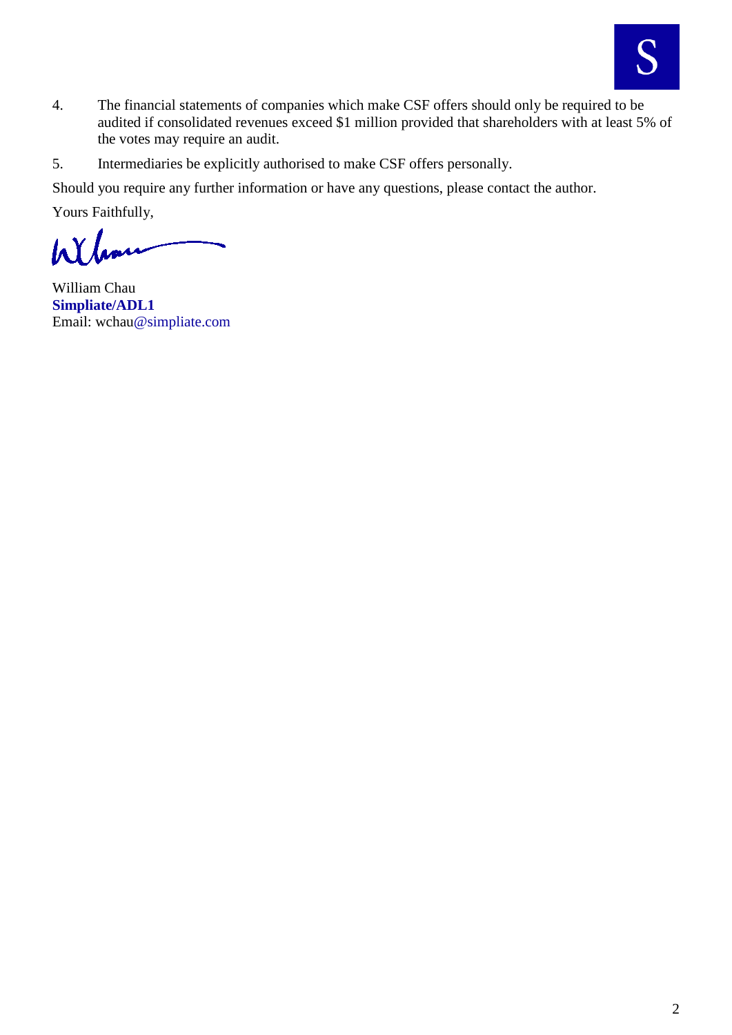4. The financial statements of companies which make CSF offers should only be required to be audited if consolidated revenues exceed $1 million provided that shareholders with at least 5% of the votes may require an audit.

5. Intermediaries be explicitly authorised to make CSF offers personally.

Should you require any further information or have any questions, please contact the author.

Yours Faithfully,

William Chau
**Simpliate/ADL1**
Email: wchau@simpliate.com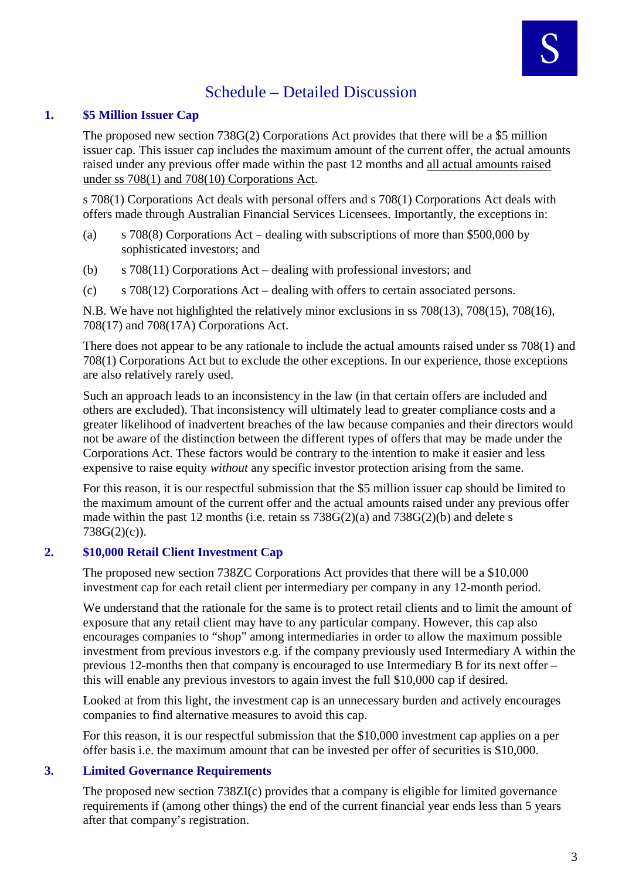# Schedule – Detailed Discussion

## 1. $5 Million Issuer Cap

The proposed new section 738G(2) Corporations Act provides that there will be a $5 million issuer cap. This issuer cap includes the maximum amount of the current offer, the actual amounts raised under any previous offer made within the past 12 months and <u>all actual amounts raised under ss 708(1) and 708(10) Corporations Act</u>.

s 708(1) Corporations Act deals with personal offers and s 708(1) Corporations Act deals with offers made through Australian Financial Services Licensees. Importantly, the exceptions in:

(a) s 708(8) Corporations Act – dealing with subscriptions of more than $500,000 by sophisticated investors; and

(b) s 708(11) Corporations Act – dealing with professional investors; and

(c) s 708(12) Corporations Act – dealing with offers to certain associated persons.

N.B. We have not highlighted the relatively minor exclusions in ss 708(13), 708(15), 708(16), 708(17) and 708(17A) Corporations Act.

There does not appear to be any rationale to include the actual amounts raised under ss 708(1) and 708(1) Corporations Act but to exclude the other exceptions. In our experience, those exceptions are also relatively rarely used.

Such an approach leads to an inconsistency in the law (in that certain offers are included and others are excluded). That inconsistency will ultimately lead to greater compliance costs and a greater likelihood of inadvertent breaches of the law because companies and their directors would not be aware of the distinction between the different types of offers that may be made under the Corporations Act. These factors would be contrary to the intention to make it easier and less expensive to raise equity *without* any specific investor protection arising from the same.

For this reason, it is our respectful submission that the $5 million issuer cap should be limited to the maximum amount of the current offer and the actual amounts raised under any previous offer made within the past 12 months (i.e. retain ss 738G(2)(a) and 738G(2)(b) and delete s 738G(2)(c)).

## 2. $10,000 Retail Client Investment Cap

The proposed new section 738ZC Corporations Act provides that there will be a $10,000 investment cap for each retail client per intermediary per company in any 12-month period.

We understand that the rationale for the same is to protect retail clients and to limit the amount of exposure that any retail client may have to any particular company. However, this cap also encourages companies to "shop" among intermediaries in order to allow the maximum possible investment from previous investors e.g. if the company previously used Intermediary A within the previous 12-months then that company is encouraged to use Intermediary B for its next offer – this will enable any previous investors to again invest the full $10,000 cap if desired.

Looked at from this light, the investment cap is an unnecessary burden and actively encourages companies to find alternative measures to avoid this cap.

For this reason, it is our respectful submission that the $10,000 investment cap applies on a per offer basis i.e. the maximum amount that can be invested per offer of securities is $10,000.

## 3. Limited Governance Requirements

The proposed new section 738ZI(c) provides that a company is eligible for limited governance requirements if (among other things) the end of the current financial year ends less than 5 years after that company's registration.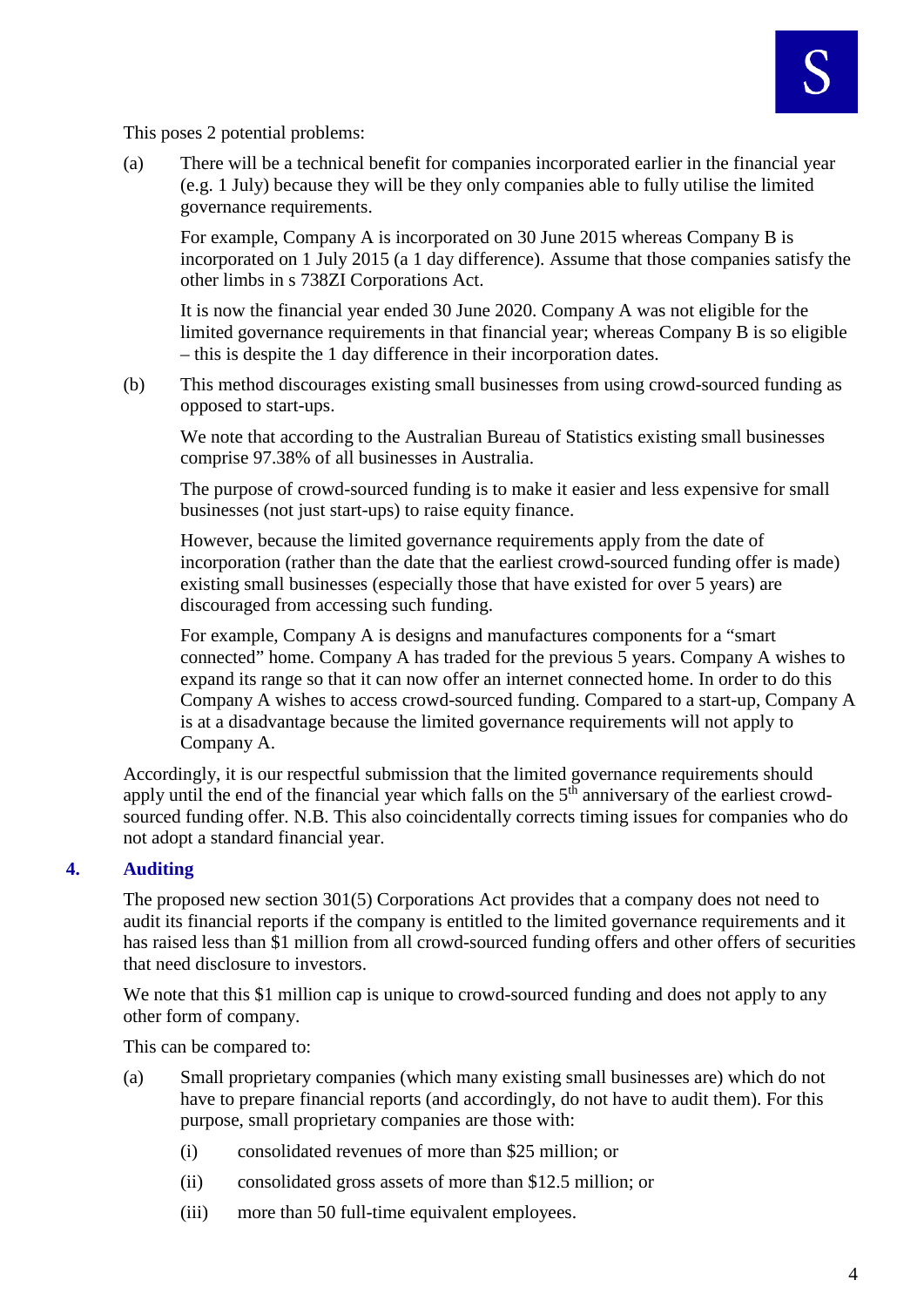This poses 2 potential problems:

(a) There will be a technical benefit for companies incorporated earlier in the financial year (e.g. 1 July) because they will be they only companies able to fully utilise the limited governance requirements.

For example, Company A is incorporated on 30 June 2015 whereas Company B is incorporated on 1 July 2015 (a 1 day difference). Assume that those companies satisfy the other limbs in s 738ZI Corporations Act.

It is now the financial year ended 30 June 2020. Company A was not eligible for the limited governance requirements in that financial year; whereas Company B is so eligible – this is despite the 1 day difference in their incorporation dates.

(b) This method discourages existing small businesses from using crowd-sourced funding as opposed to start-ups.

We note that according to the Australian Bureau of Statistics existing small businesses comprise 97.38% of all businesses in Australia.

The purpose of crowd-sourced funding is to make it easier and less expensive for small businesses (not just start-ups) to raise equity finance.

However, because the limited governance requirements apply from the date of incorporation (rather than the date that the earliest crowd-sourced funding offer is made) existing small businesses (especially those that have existed for over 5 years) are discouraged from accessing such funding.

For example, Company A is designs and manufactures components for a "smart connected" home. Company A has traded for the previous 5 years. Company A wishes to expand its range so that it can now offer an internet connected home. In order to do this Company A wishes to access crowd-sourced funding. Compared to a start-up, Company A is at a disadvantage because the limited governance requirements will not apply to Company A.

Accordingly, it is our respectful submission that the limited governance requirements should apply until the end of the financial year which falls on the 5th anniversary of the earliest crowd-sourced funding offer. N.B. This also coincidentally corrects timing issues for companies who do not adopt a standard financial year.

## 4. Auditing

The proposed new section 301(5) Corporations Act provides that a company does not need to audit its financial reports if the company is entitled to the limited governance requirements and it has raised less than $1 million from all crowd-sourced funding offers and other offers of securities that need disclosure to investors.

We note that this $1 million cap is unique to crowd-sourced funding and does not apply to any other form of company.

This can be compared to:

(a) Small proprietary companies (which many existing small businesses are) which do not have to prepare financial reports (and accordingly, do not have to audit them). For this purpose, small proprietary companies are those with:

(i) consolidated revenues of more than $25 million; or

(ii) consolidated gross assets of more than $12.5 million; or

(iii) more than 50 full-time equivalent employees.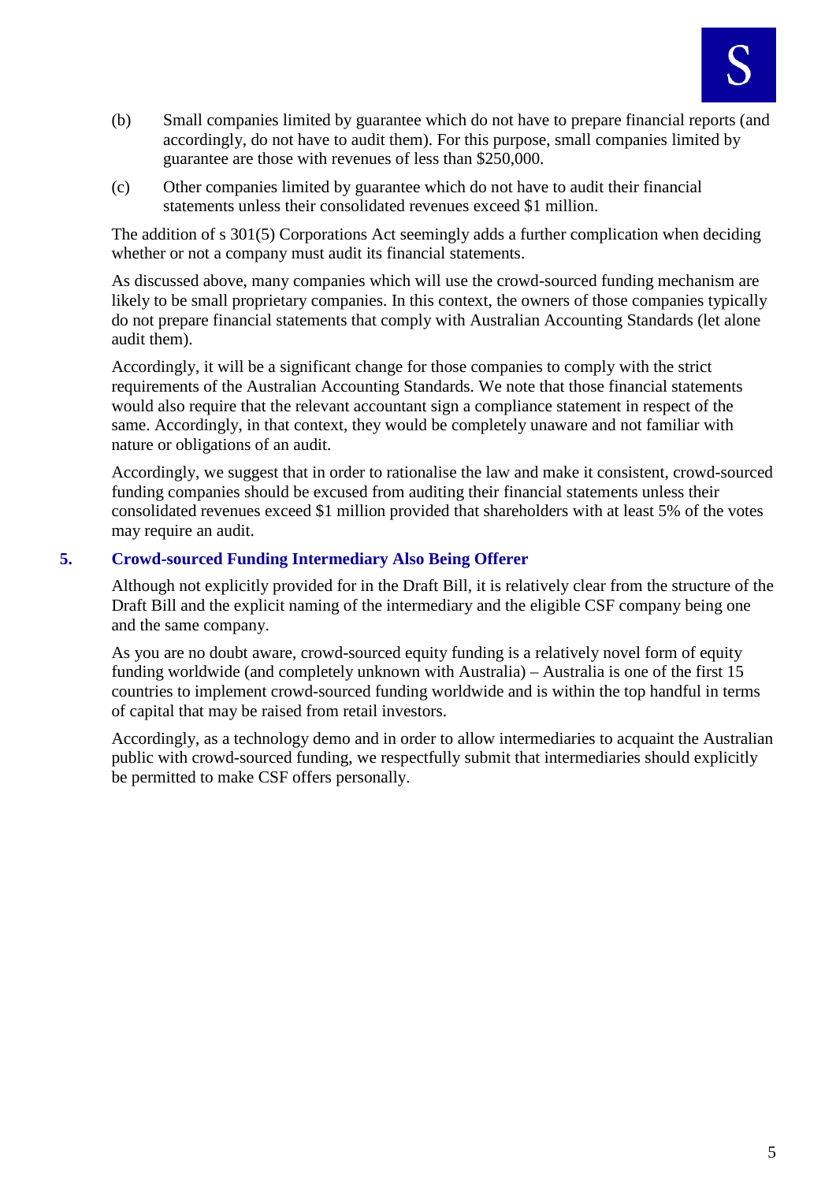(b) Small companies limited by guarantee which do not have to prepare financial reports (and accordingly, do not have to audit them). For this purpose, small companies limited by guarantee are those with revenues of less than $250,000.

(c) Other companies limited by guarantee which do not have to audit their financial statements unless their consolidated revenues exceed $1 million.

The addition of s 301(5) Corporations Act seemingly adds a further complication when deciding whether or not a company must audit its financial statements.

As discussed above, many companies which will use the crowd-sourced funding mechanism are likely to be small proprietary companies. In this context, the owners of those companies typically do not prepare financial statements that comply with Australian Accounting Standards (let alone audit them).

Accordingly, it will be a significant change for those companies to comply with the strict requirements of the Australian Accounting Standards. We note that those financial statements would also require that the relevant accountant sign a compliance statement in respect of the same. Accordingly, in that context, they would be completely unaware and not familiar with nature or obligations of an audit.

Accordingly, we suggest that in order to rationalise the law and make it consistent, crowd-sourced funding companies should be excused from auditing their financial statements unless their consolidated revenues exceed $1 million provided that shareholders with at least 5% of the votes may require an audit.

## 5. Crowd-sourced Funding Intermediary Also Being Offerer

Although not explicitly provided for in the Draft Bill, it is relatively clear from the structure of the Draft Bill and the explicit naming of the intermediary and the eligible CSF company being one and the same company.

As you are no doubt aware, crowd-sourced equity funding is a relatively novel form of equity funding worldwide (and completely unknown with Australia) – Australia is one of the first 15 countries to implement crowd-sourced funding worldwide and is within the top handful in terms of capital that may be raised from retail investors.

Accordingly, as a technology demo and in order to allow intermediaries to acquaint the Australian public with crowd-sourced funding, we respectfully submit that intermediaries should explicitly be permitted to make CSF offers personally.